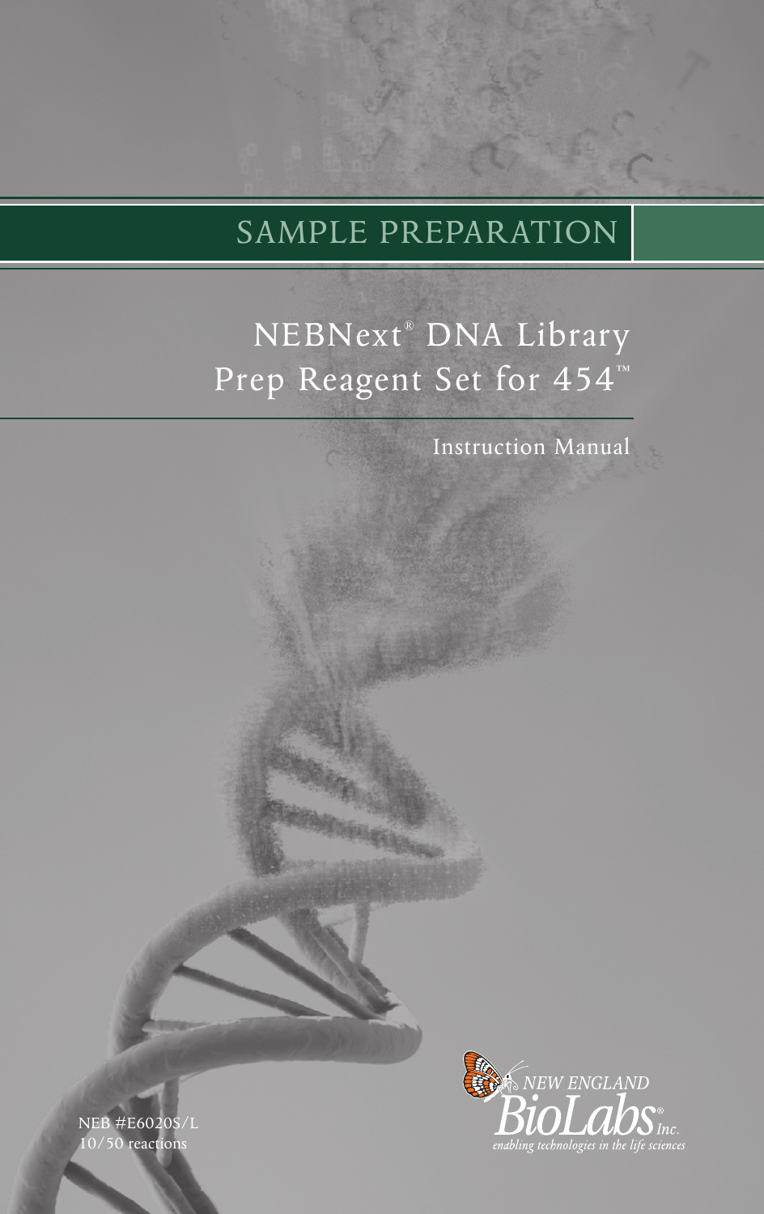# SAMPLE PREPARATION

## NEBNext® DNA Library Prep Reagent Set for 454™

Instruction Manual

NEB #E6020S/L
10/50 reactions

NEW ENGLAND BioLabs® Inc.
*enabling technologies in the life sciences*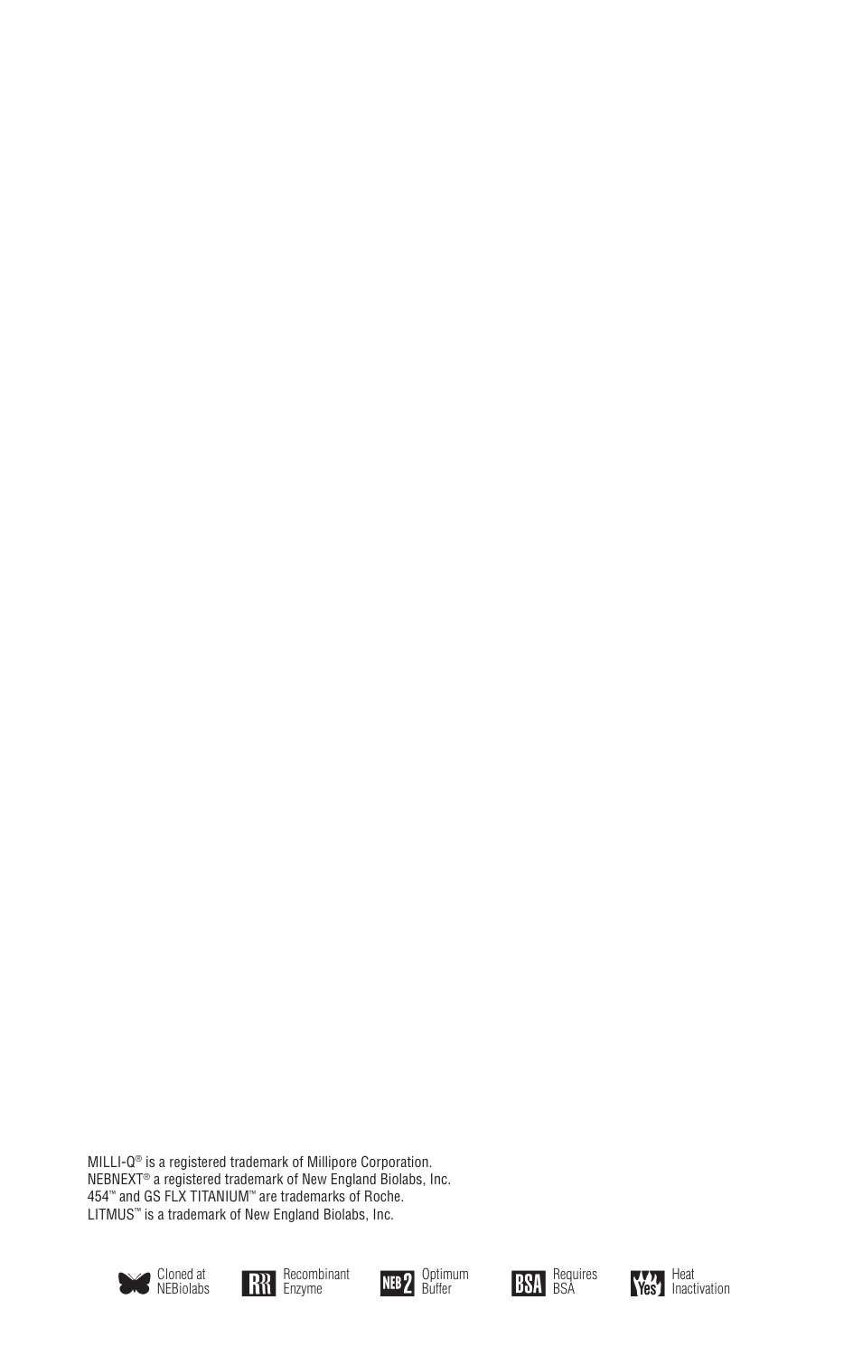MILLI-Q® is a registered trademark of Millipore Corporation.
NEBNEXT® a registered trademark of New England Biolabs, Inc.
454™ and GS FLX TITANIUM™ are trademarks of Roche.
LITMUS™ is a trademark of New England Biolabs, Inc.

Cloned at NEBiolabs | Recombinant Enzyme | Optimum Buffer | Requires BSA | Heat Inactivation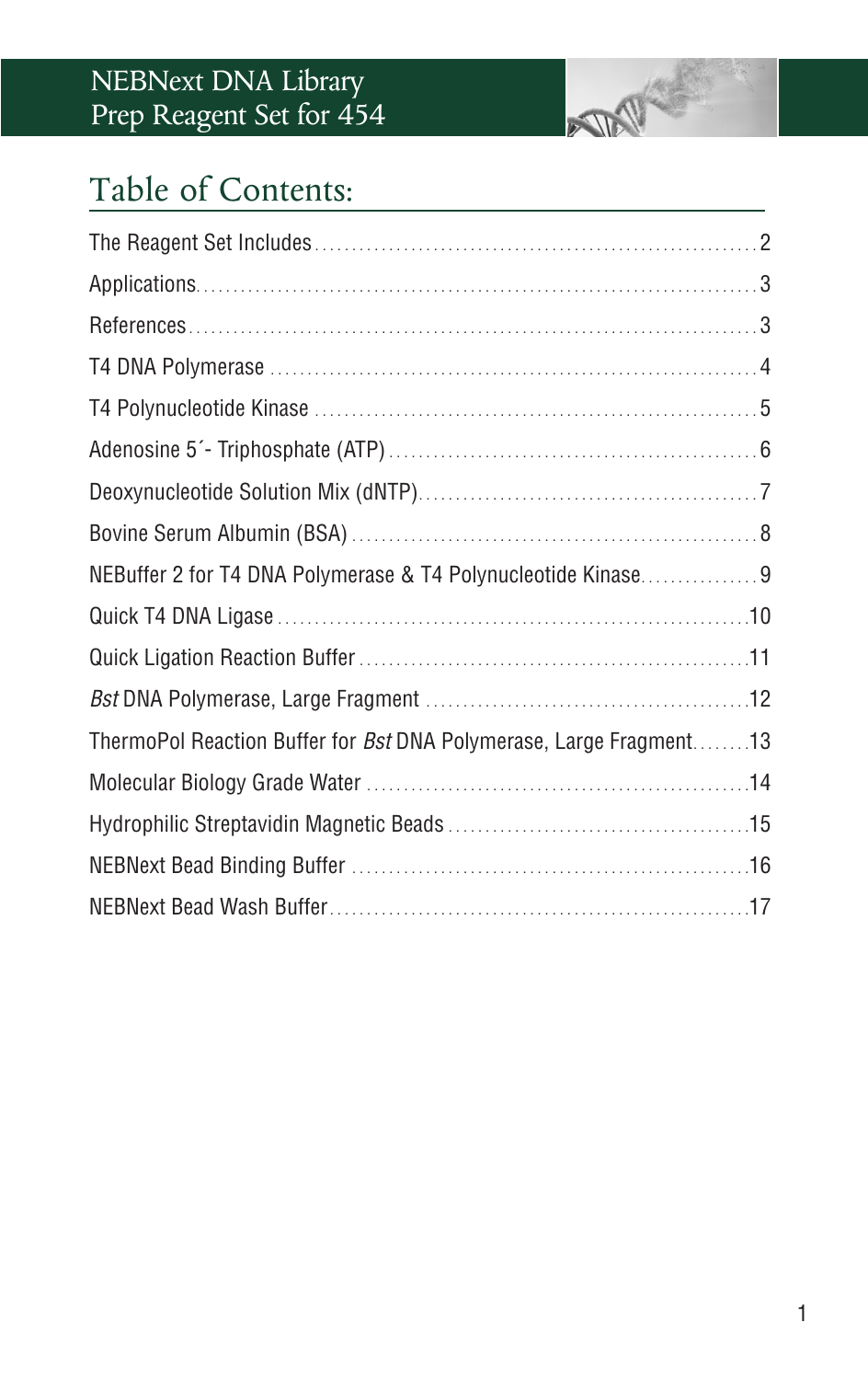# Table of Contents:

| | |
|---|---|
| The Reagent Set Includes | 2 |
| Applications | 3 |
| References | 3 |
| T4 DNA Polymerase | 4 |
| T4 Polynucleotide Kinase | 5 |
| Adenosine 5´- Triphosphate (ATP) | 6 |
| Deoxynucleotide Solution Mix (dNTP) | 7 |
| Bovine Serum Albumin (BSA) | 8 |
| NEBuffer 2 for T4 DNA Polymerase & T4 Polynucleotide Kinase | 9 |
| Quick T4 DNA Ligase | 10 |
| Quick Ligation Reaction Buffer | 11 |
| *Bst* DNA Polymerase, Large Fragment | 12 |
| ThermoPol Reaction Buffer for *Bst* DNA Polymerase, Large Fragment | 13 |
| Molecular Biology Grade Water | 14 |
| Hydrophilic Streptavidin Magnetic Beads | 15 |
| NEBNext Bead Binding Buffer | 16 |
| NEBNext Bead Wash Buffer | 17 |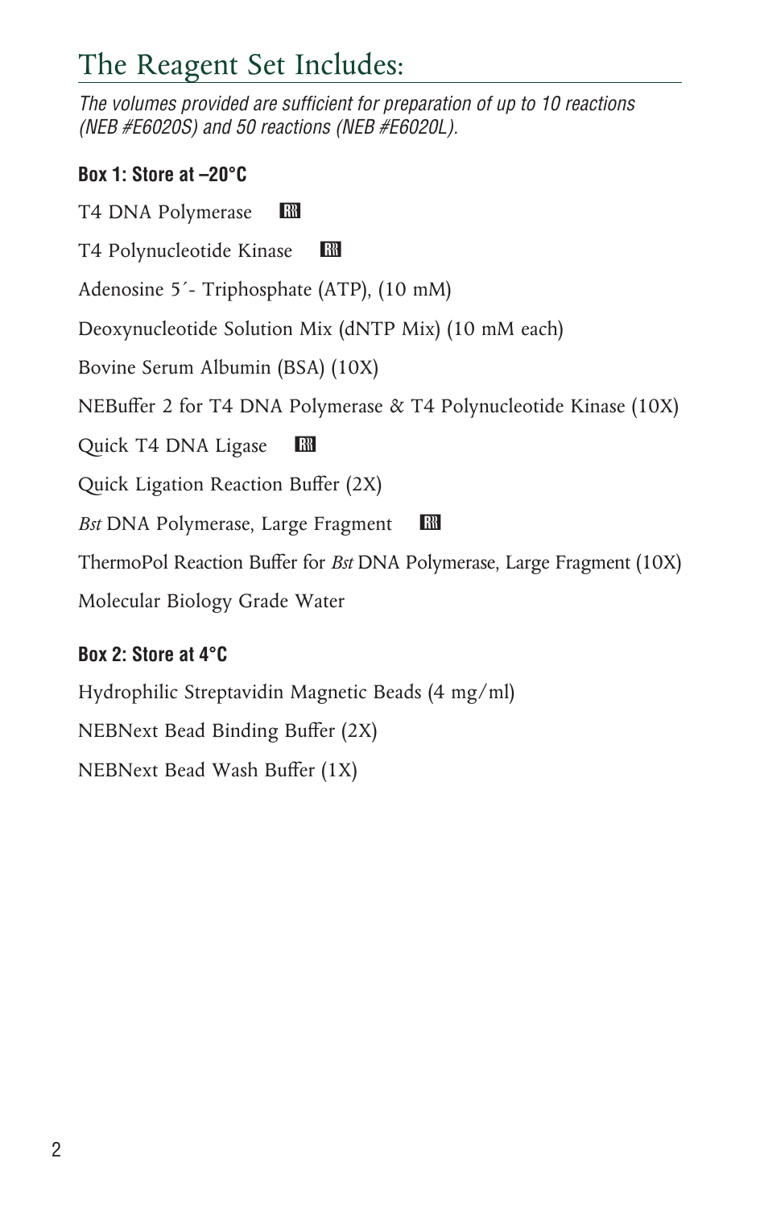# The Reagent Set Includes:

*The volumes provided are sufficient for preparation of up to 10 reactions (NEB #E6020S) and 50 reactions (NEB #E6020L).*

**Box 1: Store at –20°C**

T4 DNA Polymerase

T4 Polynucleotide Kinase

Adenosine 5´- Triphosphate (ATP), (10 mM)

Deoxynucleotide Solution Mix (dNTP Mix) (10 mM each)

Bovine Serum Albumin (BSA) (10X)

NEBuffer 2 for T4 DNA Polymerase & T4 Polynucleotide Kinase (10X)

Quick T4 DNA Ligase

Quick Ligation Reaction Buffer (2X)

*Bst* DNA Polymerase, Large Fragment

ThermoPol Reaction Buffer for *Bst* DNA Polymerase, Large Fragment (10X)

Molecular Biology Grade Water

**Box 2: Store at 4°C**

Hydrophilic Streptavidin Magnetic Beads (4 mg/ml)

NEBNext Bead Binding Buffer (2X)

NEBNext Bead Wash Buffer (1X)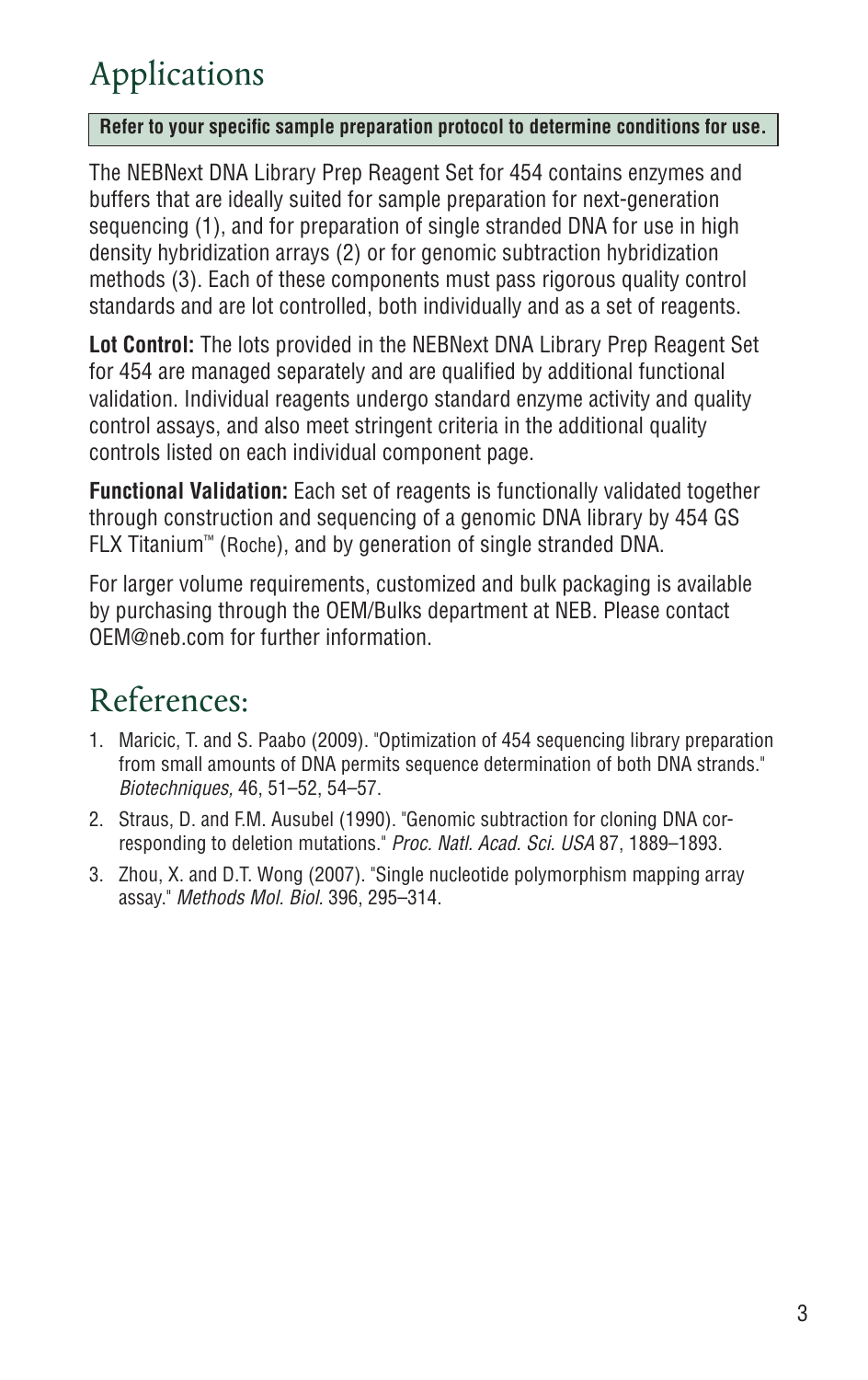# Applications

**Refer to your specific sample preparation protocol to determine conditions for use.**

The NEBNext DNA Library Prep Reagent Set for 454 contains enzymes and buffers that are ideally suited for sample preparation for next-generation sequencing (1), and for preparation of single stranded DNA for use in high density hybridization arrays (2) or for genomic subtraction hybridization methods (3). Each of these components must pass rigorous quality control standards and are lot controlled, both individually and as a set of reagents.

**Lot Control:** The lots provided in the NEBNext DNA Library Prep Reagent Set for 454 are managed separately and are qualified by additional functional validation. Individual reagents undergo standard enzyme activity and quality control assays, and also meet stringent criteria in the additional quality controls listed on each individual component page.

**Functional Validation:** Each set of reagents is functionally validated together through construction and sequencing of a genomic DNA library by 454 GS FLX Titanium™ (Roche), and by generation of single stranded DNA.

For larger volume requirements, customized and bulk packaging is available by purchasing through the OEM/Bulks department at NEB. Please contact OEM@neb.com for further information.

# References:

1. Maricic, T. and S. Paabo (2009). "Optimization of 454 sequencing library preparation from small amounts of DNA permits sequence determination of both DNA strands." *Biotechniques,* 46, 51–52, 54–57.
2. Straus, D. and F.M. Ausubel (1990). "Genomic subtraction for cloning DNA corresponding to deletion mutations." *Proc. Natl. Acad. Sci. USA* 87, 1889–1893.
3. Zhou, X. and D.T. Wong (2007). "Single nucleotide polymorphism mapping array assay." *Methods Mol. Biol.* 396, 295–314.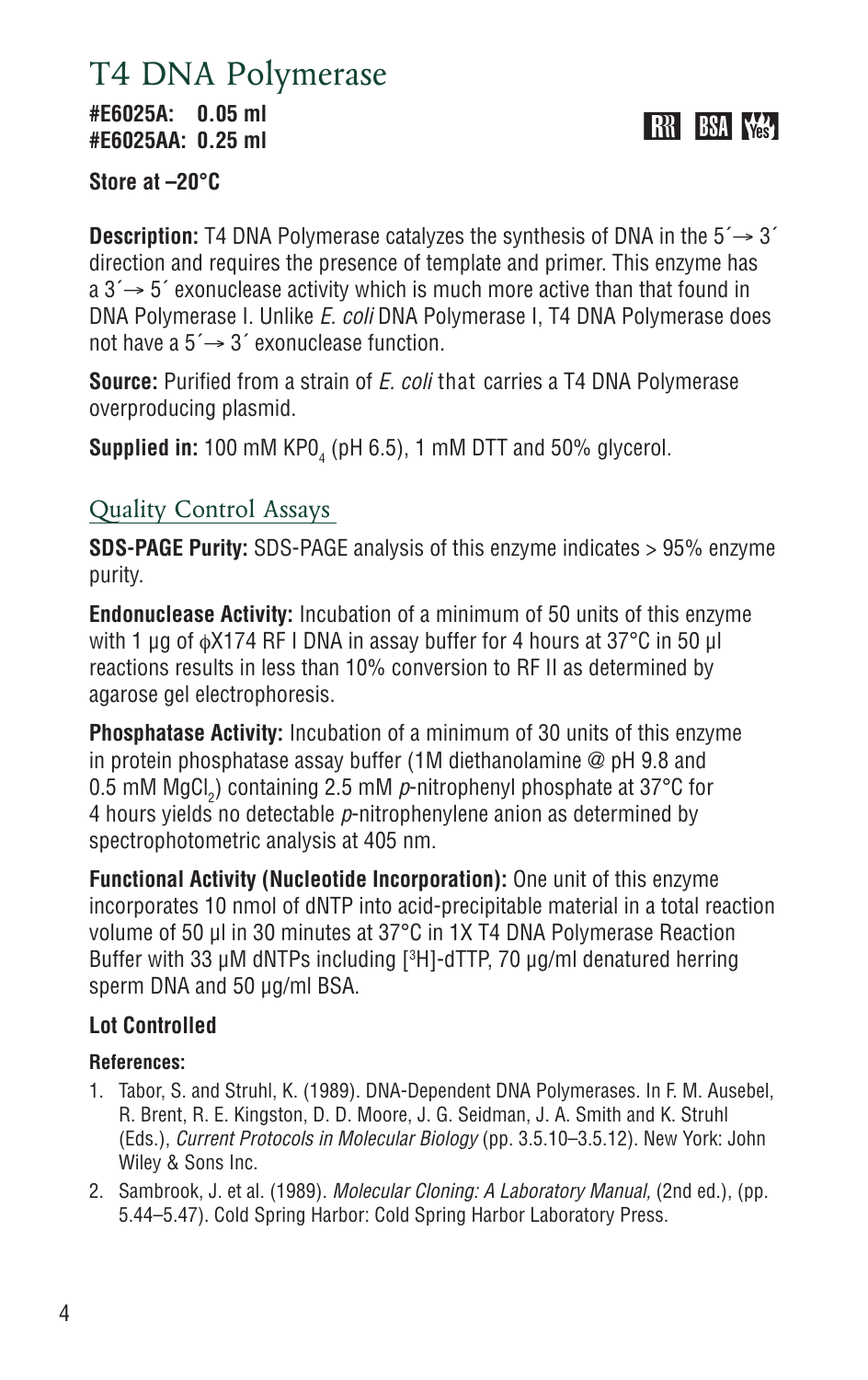# T4 DNA Polymerase

**#E6025A: 0.05 ml**
**#E6025AA: 0.25 ml**

RR BSA Yes

**Store at –20°C**

**Description:** T4 DNA Polymerase catalyzes the synthesis of DNA in the 5´→ 3´ direction and requires the presence of template and primer. This enzyme has a 3´→ 5´ exonuclease activity which is much more active than that found in DNA Polymerase I. Unlike *E. coli* DNA Polymerase I, T4 DNA Polymerase does not have a 5´→ 3´ exonuclease function.

**Source:** Purified from a strain of *E. coli* that carries a T4 DNA Polymerase overproducing plasmid.

**Supplied in:** 100 mM $KPO_4$ (pH 6.5), 1 mM DTT and 50% glycerol.

## Quality Control Assays

**SDS-PAGE Purity:** SDS-PAGE analysis of this enzyme indicates > 95% enzyme purity.

**Endonuclease Activity:** Incubation of a minimum of 50 units of this enzyme with 1 µg of φX174 RF I DNA in assay buffer for 4 hours at 37°C in 50 µl reactions results in less than 10% conversion to RF II as determined by agarose gel electrophoresis.

**Phosphatase Activity:** Incubation of a minimum of 30 units of this enzyme in protein phosphatase assay buffer (1M diethanolamine @ pH 9.8 and 0.5 mM $MgCl_2$) containing 2.5 mM *p*-nitrophenyl phosphate at 37°C for 4 hours yields no detectable *p*-nitrophenylene anion as determined by spectrophotometric analysis at 405 nm.

**Functional Activity (Nucleotide Incorporation):** One unit of this enzyme incorporates 10 nmol of dNTP into acid-precipitable material in a total reaction volume of 50 µl in 30 minutes at 37°C in 1X T4 DNA Polymerase Reaction Buffer with 33 µM dNTPs including [$^3$H]-dTTP, 70 µg/ml denatured herring sperm DNA and 50 µg/ml BSA.

**Lot Controlled**

**References:**

1. Tabor, S. and Struhl, K. (1989). DNA-Dependent DNA Polymerases. In F. M. Ausebel, R. Brent, R. E. Kingston, D. D. Moore, J. G. Seidman, J. A. Smith and K. Struhl (Eds.), *Current Protocols in Molecular Biology* (pp. 3.5.10–3.5.12). New York: John Wiley & Sons Inc.
2. Sambrook, J. et al. (1989). *Molecular Cloning: A Laboratory Manual,* (2nd ed.), (pp. 5.44–5.47). Cold Spring Harbor: Cold Spring Harbor Laboratory Press.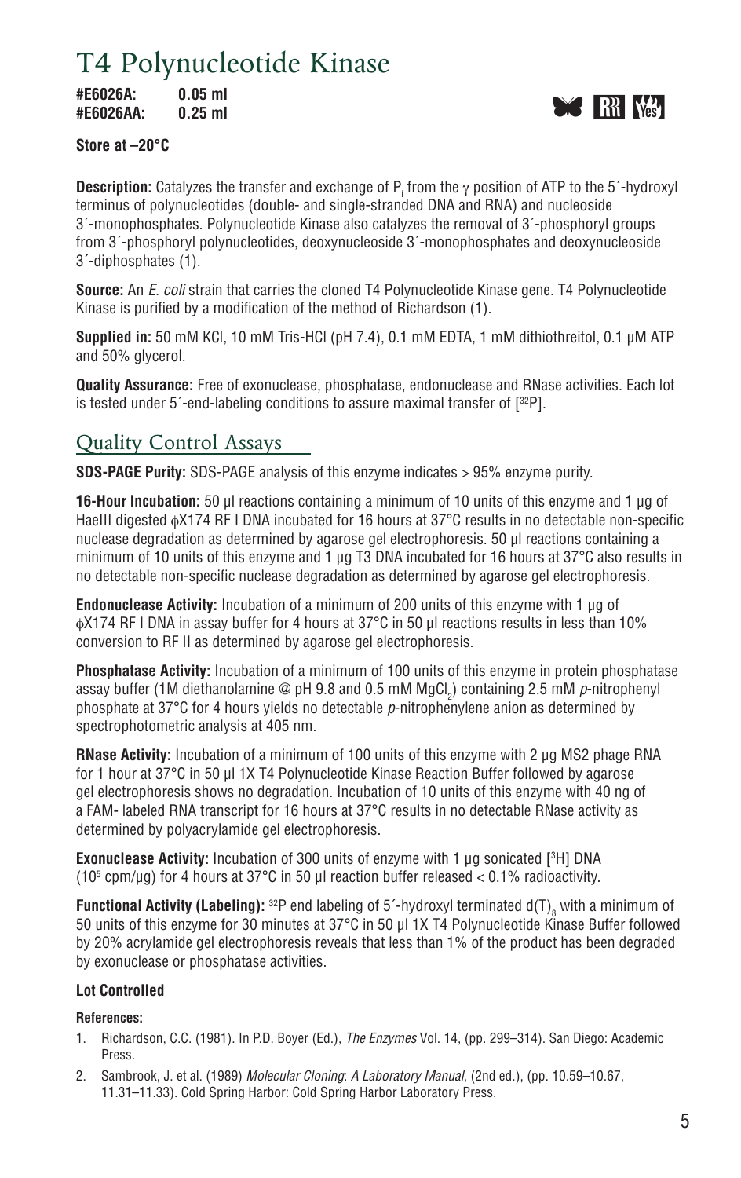# T4 Polynucleotide Kinase

**#E6026A: 0.05 ml**
**#E6026AA: 0.25 ml**

**Store at –20°C**

**Description:** Catalyzes the transfer and exchange of $P_i$ from the γ position of ATP to the 5´-hydroxyl terminus of polynucleotides (double- and single-stranded DNA and RNA) and nucleoside 3´-monophosphates. Polynucleotide Kinase also catalyzes the removal of 3´-phosphoryl groups from 3´-phosphoryl polynucleotides, deoxynucleoside 3´-monophosphates and deoxynucleoside 3´-diphosphates (1).

**Source:** An *E. coli* strain that carries the cloned T4 Polynucleotide Kinase gene. T4 Polynucleotide Kinase is purified by a modification of the method of Richardson (1).

**Supplied in:** 50 mM KCl, 10 mM Tris-HCl (pH 7.4), 0.1 mM EDTA, 1 mM dithiothreitol, 0.1 µM ATP and 50% glycerol.

**Quality Assurance:** Free of exonuclease, phosphatase, endonuclease and RNase activities. Each lot is tested under 5´-end-labeling conditions to assure maximal transfer of [$^{32}$P].

## Quality Control Assays

**SDS-PAGE Purity:** SDS-PAGE analysis of this enzyme indicates > 95% enzyme purity.

**16-Hour Incubation:** 50 µl reactions containing a minimum of 10 units of this enzyme and 1 µg of HaeIII digested ϕX174 RF I DNA incubated for 16 hours at 37°C results in no detectable non-specific nuclease degradation as determined by agarose gel electrophoresis. 50 µl reactions containing a minimum of 10 units of this enzyme and 1 µg T3 DNA incubated for 16 hours at 37°C also results in no detectable non-specific nuclease degradation as determined by agarose gel electrophoresis.

**Endonuclease Activity:** Incubation of a minimum of 200 units of this enzyme with 1 µg of ϕX174 RF I DNA in assay buffer for 4 hours at 37°C in 50 µl reactions results in less than 10% conversion to RF II as determined by agarose gel electrophoresis.

**Phosphatase Activity:** Incubation of a minimum of 100 units of this enzyme in protein phosphatase assay buffer (1M diethanolamine @ pH 9.8 and 0.5 mM $MgCl_2$) containing 2.5 mM *p*-nitrophenyl phosphate at 37°C for 4 hours yields no detectable *p*-nitrophenylene anion as determined by spectrophotometric analysis at 405 nm.

**RNase Activity:** Incubation of a minimum of 100 units of this enzyme with 2 µg MS2 phage RNA for 1 hour at 37°C in 50 µl 1X T4 Polynucleotide Kinase Reaction Buffer followed by agarose gel electrophoresis shows no degradation. Incubation of 10 units of this enzyme with 40 ng of a FAM- labeled RNA transcript for 16 hours at 37°C results in no detectable RNase activity as determined by polyacrylamide gel electrophoresis.

**Exonuclease Activity:** Incubation of 300 units of enzyme with 1 µg sonicated [$^{3}$H] DNA ($10^5$ cpm/µg) for 4 hours at 37°C in 50 µl reaction buffer released < 0.1% radioactivity.

**Functional Activity (Labeling):** $^{32}$P end labeling of 5´-hydroxyl terminated $d(T)_8$ with a minimum of 50 units of this enzyme for 30 minutes at 37°C in 50 µl 1X T4 Polynucleotide Kinase Buffer followed by 20% acrylamide gel electrophoresis reveals that less than 1% of the product has been degraded by exonuclease or phosphatase activities.

**Lot Controlled**

**References:**

1. Richardson, C.C. (1981). In P.D. Boyer (Ed.), *The Enzymes* Vol. 14, (pp. 299–314). San Diego: Academic Press.
2. Sambrook, J. et al. (1989) *Molecular Cloning*: *A Laboratory Manual*, (2nd ed.), (pp. 10.59–10.67, 11.31–11.33). Cold Spring Harbor: Cold Spring Harbor Laboratory Press.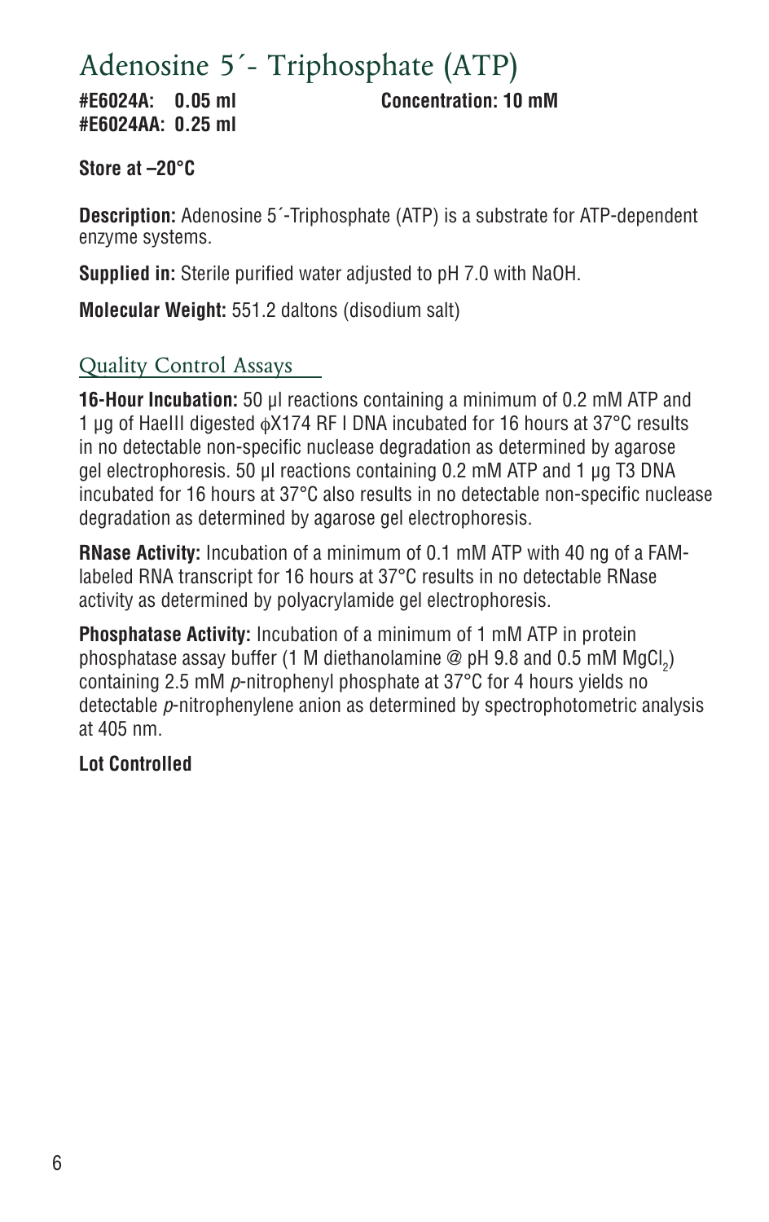# Adenosine 5´- Triphosphate (ATP)

**#E6024A: 0.05 ml** **Concentration: 10 mM**
**#E6024AA: 0.25 ml**

**Store at –20°C**

**Description:** Adenosine 5´-Triphosphate (ATP) is a substrate for ATP-dependent enzyme systems.

**Supplied in:** Sterile purified water adjusted to pH 7.0 with NaOH.

**Molecular Weight:** 551.2 daltons (disodium salt)

## Quality Control Assays

**16-Hour Incubation:** 50 µl reactions containing a minimum of 0.2 mM ATP and 1 µg of HaeIII digested ϕX174 RF I DNA incubated for 16 hours at 37°C results in no detectable non-specific nuclease degradation as determined by agarose gel electrophoresis. 50 µl reactions containing 0.2 mM ATP and 1 µg T3 DNA incubated for 16 hours at 37°C also results in no detectable non-specific nuclease degradation as determined by agarose gel electrophoresis.

**RNase Activity:** Incubation of a minimum of 0.1 mM ATP with 40 ng of a FAM-labeled RNA transcript for 16 hours at 37°C results in no detectable RNase activity as determined by polyacrylamide gel electrophoresis.

**Phosphatase Activity:** Incubation of a minimum of 1 mM ATP in protein phosphatase assay buffer (1 M diethanolamine @ pH 9.8 and 0.5 mM $MgCl_2$) containing 2.5 mM *p*-nitrophenyl phosphate at 37°C for 4 hours yields no detectable *p*-nitrophenylene anion as determined by spectrophotometric analysis at 405 nm.

**Lot Controlled**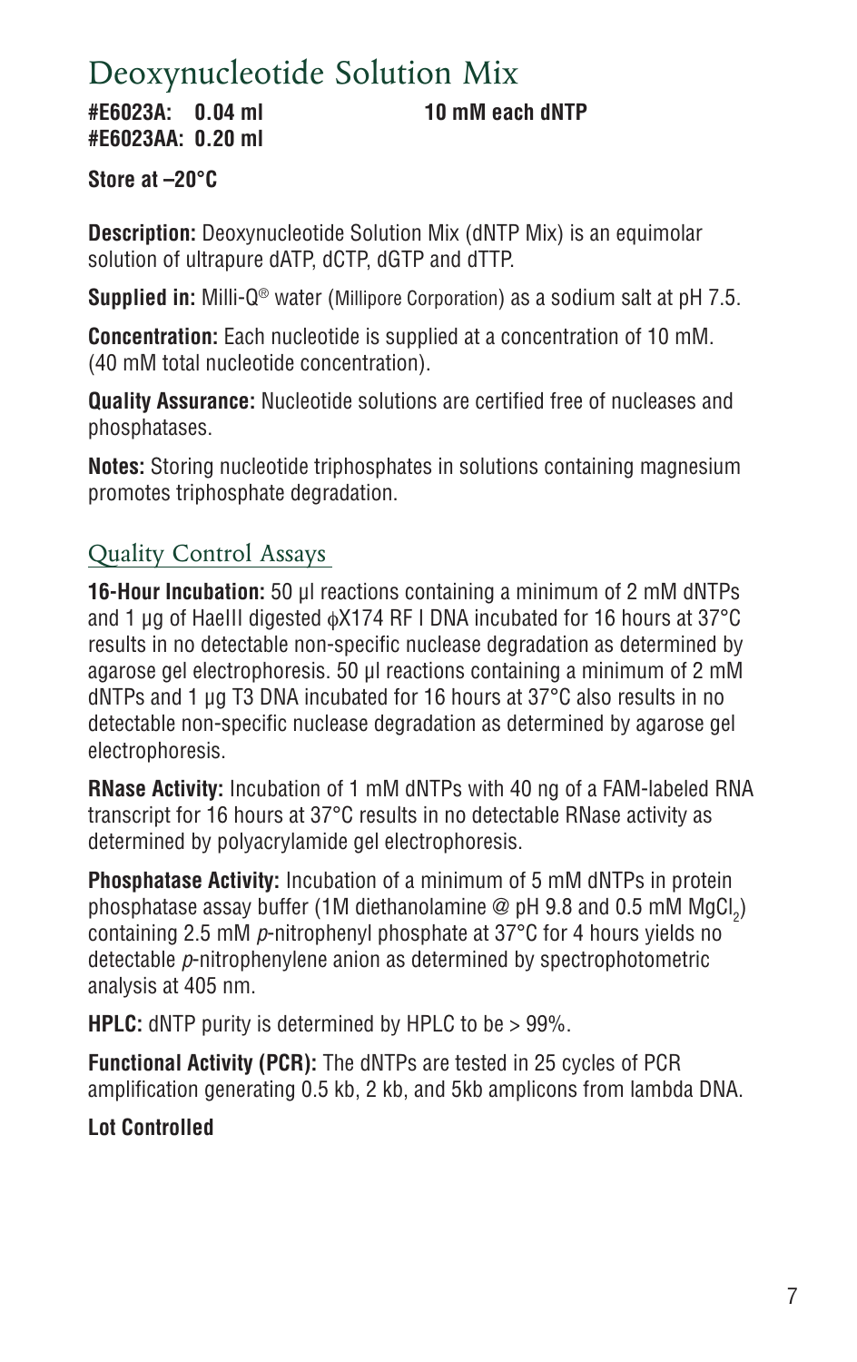# Deoxynucleotide Solution Mix

**#E6023A: 0.04 ml** **10 mM each dNTP**
**#E6023AA: 0.20 ml**

**Store at –20°C**

**Description:** Deoxynucleotide Solution Mix (dNTP Mix) is an equimolar solution of ultrapure dATP, dCTP, dGTP and dTTP.

**Supplied in:** Milli-Q® water (Millipore Corporation) as a sodium salt at pH 7.5.

**Concentration:** Each nucleotide is supplied at a concentration of 10 mM. (40 mM total nucleotide concentration).

**Quality Assurance:** Nucleotide solutions are certified free of nucleases and phosphatases.

**Notes:** Storing nucleotide triphosphates in solutions containing magnesium promotes triphosphate degradation.

## Quality Control Assays

**16-Hour Incubation:** 50 µl reactions containing a minimum of 2 mM dNTPs and 1 µg of HaeIII digested ϕX174 RF I DNA incubated for 16 hours at 37°C results in no detectable non-specific nuclease degradation as determined by agarose gel electrophoresis. 50 µl reactions containing a minimum of 2 mM dNTPs and 1 µg T3 DNA incubated for 16 hours at 37°C also results in no detectable non-specific nuclease degradation as determined by agarose gel electrophoresis.

**RNase Activity:** Incubation of 1 mM dNTPs with 40 ng of a FAM-labeled RNA transcript for 16 hours at 37°C results in no detectable RNase activity as determined by polyacrylamide gel electrophoresis.

**Phosphatase Activity:** Incubation of a minimum of 5 mM dNTPs in protein phosphatase assay buffer (1M diethanolamine @ pH 9.8 and 0.5 mM $MgCl_2$) containing 2.5 mM *p*-nitrophenyl phosphate at 37°C for 4 hours yields no detectable *p*-nitrophenylene anion as determined by spectrophotometric analysis at 405 nm.

**HPLC:** dNTP purity is determined by HPLC to be > 99%.

**Functional Activity (PCR):** The dNTPs are tested in 25 cycles of PCR amplification generating 0.5 kb, 2 kb, and 5kb amplicons from lambda DNA.

**Lot Controlled**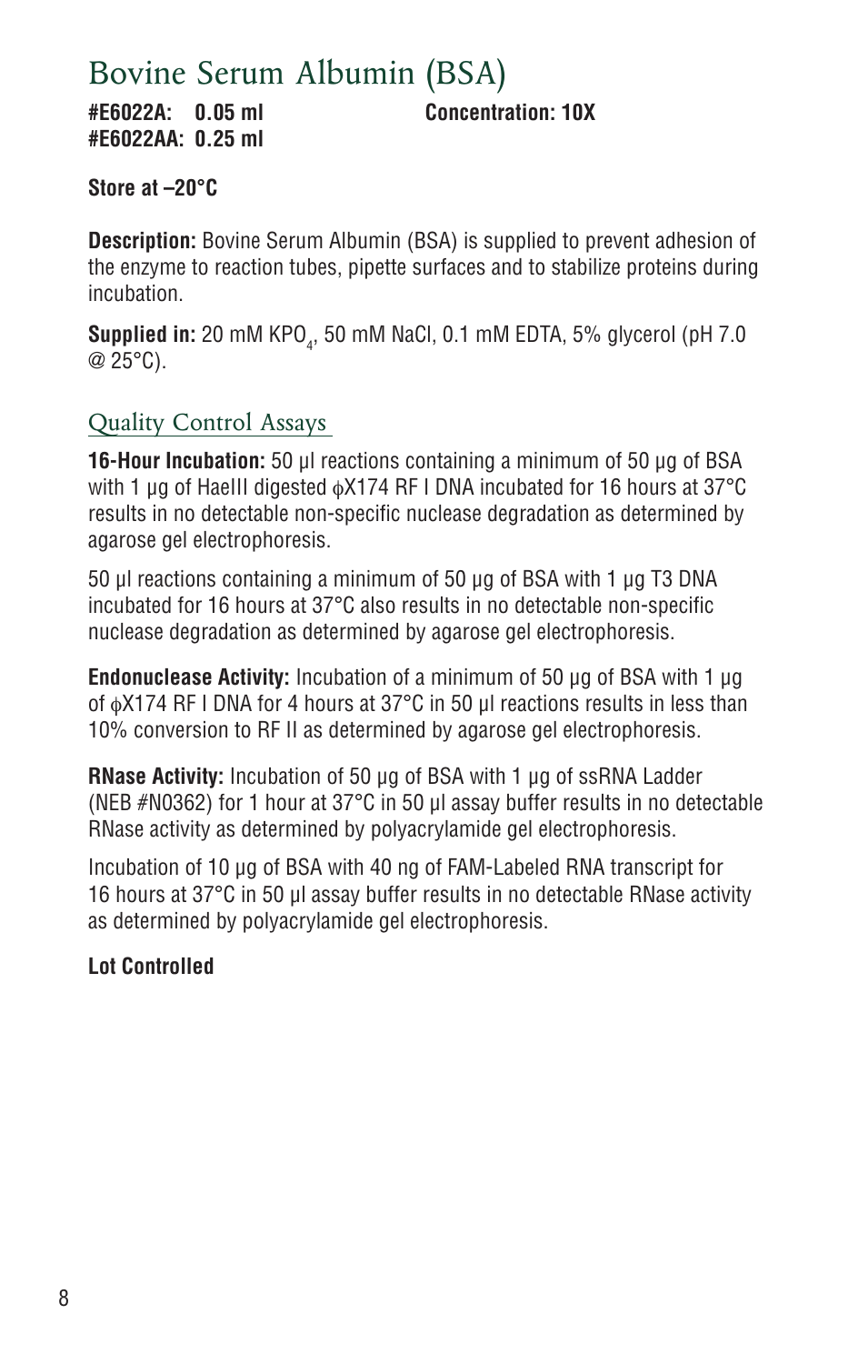# Bovine Serum Albumin (BSA)

**#E6022A: 0.05 ml** **Concentration: 10X**
**#E6022AA: 0.25 ml**

**Store at –20°C**

**Description:** Bovine Serum Albumin (BSA) is supplied to prevent adhesion of the enzyme to reaction tubes, pipette surfaces and to stabilize proteins during incubation.

**Supplied in:** 20 mM $KPO_4$, 50 mM NaCl, 0.1 mM EDTA, 5% glycerol (pH 7.0 @ 25°C).

## Quality Control Assays

**16-Hour Incubation:** 50 µl reactions containing a minimum of 50 µg of BSA with 1 µg of HaeIII digested ϕX174 RF I DNA incubated for 16 hours at 37°C results in no detectable non-specific nuclease degradation as determined by agarose gel electrophoresis.

50 µl reactions containing a minimum of 50 µg of BSA with 1 µg T3 DNA incubated for 16 hours at 37°C also results in no detectable non-specific nuclease degradation as determined by agarose gel electrophoresis.

**Endonuclease Activity:** Incubation of a minimum of 50 µg of BSA with 1 µg of ϕX174 RF I DNA for 4 hours at 37°C in 50 µl reactions results in less than 10% conversion to RF II as determined by agarose gel electrophoresis.

**RNase Activity:** Incubation of 50 µg of BSA with 1 µg of ssRNA Ladder (NEB #N0362) for 1 hour at 37°C in 50 µl assay buffer results in no detectable RNase activity as determined by polyacrylamide gel electrophoresis.

Incubation of 10 µg of BSA with 40 ng of FAM-Labeled RNA transcript for 16 hours at 37°C in 50 µl assay buffer results in no detectable RNase activity as determined by polyacrylamide gel electrophoresis.

**Lot Controlled**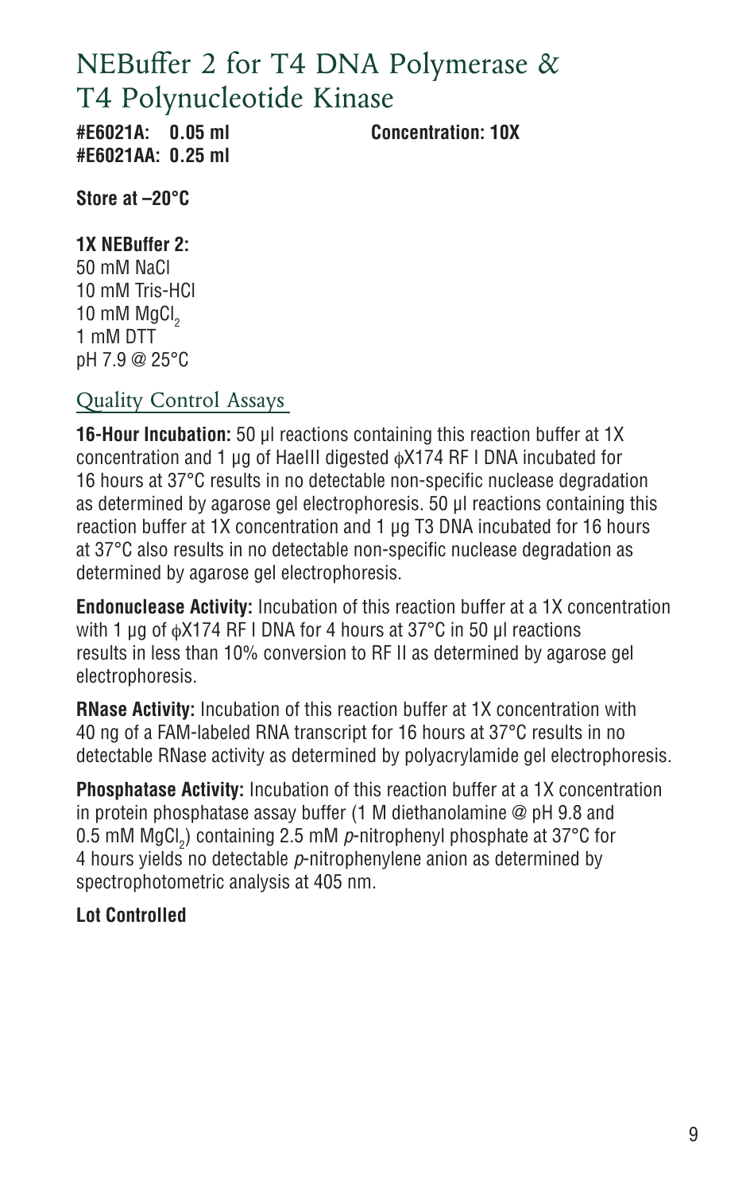# NEBuffer 2 for T4 DNA Polymerase & T4 Polynucleotide Kinase

**#E6021A: 0.05 ml** **Concentration: 10X**
**#E6021AA: 0.25 ml**

**Store at –20°C**

**1X NEBuffer 2:**
50 mM NaCl
10 mM Tris-HCl
10 mM $MgCl_2$
1 mM DTT
pH 7.9 @ 25°C

## Quality Control Assays

**16-Hour Incubation:** 50 µl reactions containing this reaction buffer at 1X concentration and 1 µg of HaeIII digested φX174 RF I DNA incubated for 16 hours at 37°C results in no detectable non-specific nuclease degradation as determined by agarose gel electrophoresis. 50 µl reactions containing this reaction buffer at 1X concentration and 1 µg T3 DNA incubated for 16 hours at 37°C also results in no detectable non-specific nuclease degradation as determined by agarose gel electrophoresis.

**Endonuclease Activity:** Incubation of this reaction buffer at a 1X concentration with 1 µg of φX174 RF I DNA for 4 hours at 37°C in 50 µl reactions results in less than 10% conversion to RF II as determined by agarose gel electrophoresis.

**RNase Activity:** Incubation of this reaction buffer at 1X concentration with 40 ng of a FAM-labeled RNA transcript for 16 hours at 37°C results in no detectable RNase activity as determined by polyacrylamide gel electrophoresis.

**Phosphatase Activity:** Incubation of this reaction buffer at a 1X concentration in protein phosphatase assay buffer (1 M diethanolamine @ pH 9.8 and 0.5 mM $MgCl_2$) containing 2.5 mM *p*-nitrophenyl phosphate at 37°C for 4 hours yields no detectable *p*-nitrophenylene anion as determined by spectrophotometric analysis at 405 nm.

**Lot Controlled**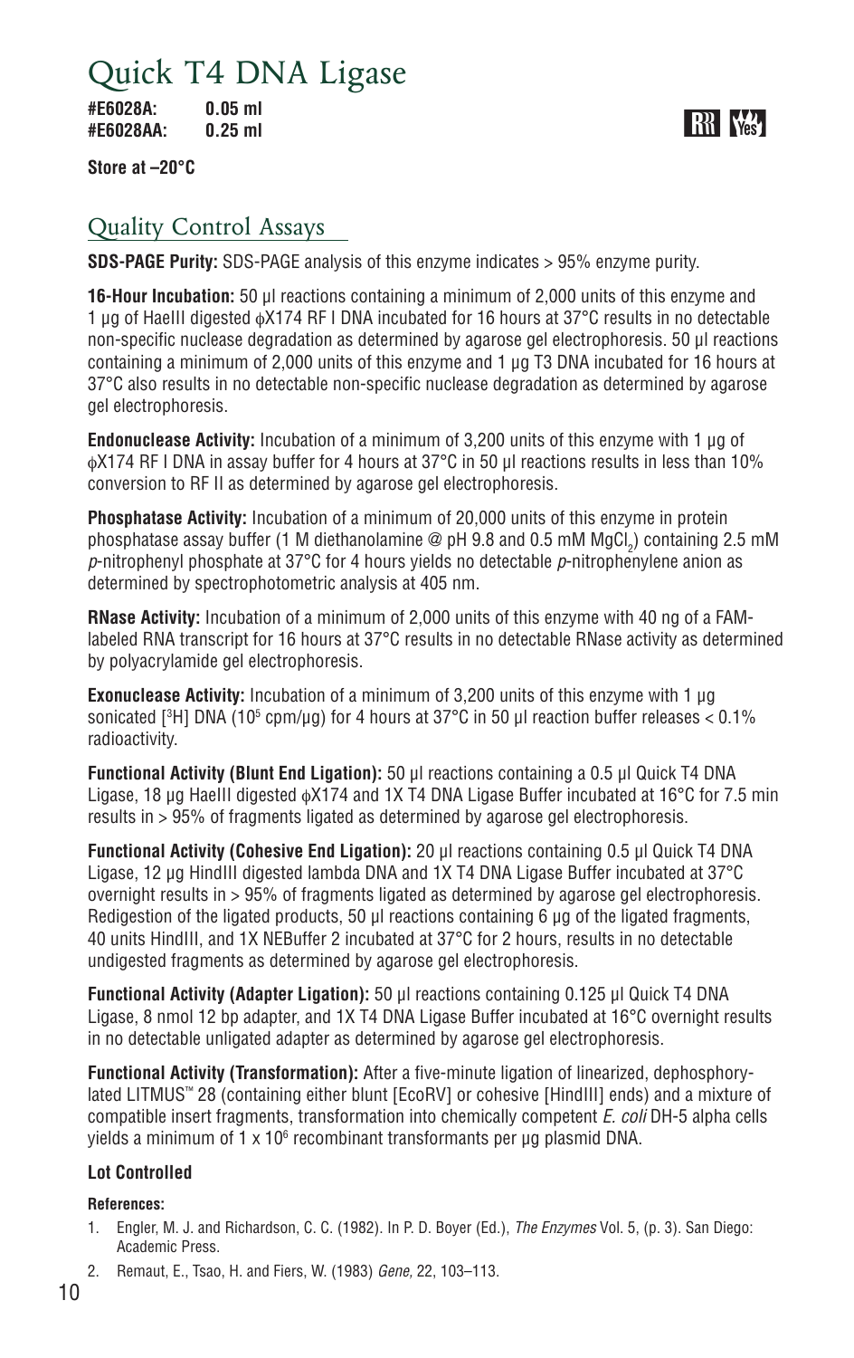# Quick T4 DNA Ligase

**#E6028A: 0.05 ml**
**#E6028AA: 0.25 ml**

**Store at –20°C**

## Quality Control Assays

**SDS-PAGE Purity:** SDS-PAGE analysis of this enzyme indicates > 95% enzyme purity.

**16-Hour Incubation:** 50 µl reactions containing a minimum of 2,000 units of this enzyme and 1 µg of HaeIII digested φX174 RF I DNA incubated for 16 hours at 37°C results in no detectable non-specific nuclease degradation as determined by agarose gel electrophoresis. 50 µl reactions containing a minimum of 2,000 units of this enzyme and 1 µg T3 DNA incubated for 16 hours at 37°C also results in no detectable non-specific nuclease degradation as determined by agarose gel electrophoresis.

**Endonuclease Activity:** Incubation of a minimum of 3,200 units of this enzyme with 1 µg of φX174 RF I DNA in assay buffer for 4 hours at 37°C in 50 µl reactions results in less than 10% conversion to RF II as determined by agarose gel electrophoresis.

**Phosphatase Activity:** Incubation of a minimum of 20,000 units of this enzyme in protein phosphatase assay buffer (1 M diethanolamine @ pH 9.8 and 0.5 mM $MgCl_2$) containing 2.5 mM *p*-nitrophenyl phosphate at 37°C for 4 hours yields no detectable *p*-nitrophenylene anion as determined by spectrophotometric analysis at 405 nm.

**RNase Activity:** Incubation of a minimum of 2,000 units of this enzyme with 40 ng of a FAM-labeled RNA transcript for 16 hours at 37°C results in no detectable RNase activity as determined by polyacrylamide gel electrophoresis.

**Exonuclease Activity:** Incubation of a minimum of 3,200 units of this enzyme with 1 µg sonicated [$^3$H] DNA ($10^5$ cpm/µg) for 4 hours at 37°C in 50 µl reaction buffer releases < 0.1% radioactivity.

**Functional Activity (Blunt End Ligation):** 50 µl reactions containing a 0.5 µl Quick T4 DNA Ligase, 18 µg HaeIII digested φX174 and 1X T4 DNA Ligase Buffer incubated at 16°C for 7.5 min results in > 95% of fragments ligated as determined by agarose gel electrophoresis.

**Functional Activity (Cohesive End Ligation):** 20 µl reactions containing 0.5 µl Quick T4 DNA Ligase, 12 µg HindIII digested lambda DNA and 1X T4 DNA Ligase Buffer incubated at 37°C overnight results in > 95% of fragments ligated as determined by agarose gel electrophoresis. Redigestion of the ligated products, 50 µl reactions containing 6 µg of the ligated fragments, 40 units HindIII, and 1X NEBuffer 2 incubated at 37°C for 2 hours, results in no detectable undigested fragments as determined by agarose gel electrophoresis.

**Functional Activity (Adapter Ligation):** 50 µl reactions containing 0.125 µl Quick T4 DNA Ligase, 8 nmol 12 bp adapter, and 1X T4 DNA Ligase Buffer incubated at 16°C overnight results in no detectable unligated adapter as determined by agarose gel electrophoresis.

**Functional Activity (Transformation):** After a five-minute ligation of linearized, dephosphorylated LITMUS™ 28 (containing either blunt [EcoRV] or cohesive [HindIII] ends) and a mixture of compatible insert fragments, transformation into chemically competent *E. coli* DH-5 alpha cells yields a minimum of $1 \times 10^6$ recombinant transformants per µg plasmid DNA.

**Lot Controlled**

**References:**

1. Engler, M. J. and Richardson, C. C. (1982). In P. D. Boyer (Ed.), *The Enzymes* Vol. 5, (p. 3). San Diego: Academic Press.
2. Remaut, E., Tsao, H. and Fiers, W. (1983) *Gene,* 22, 103–113.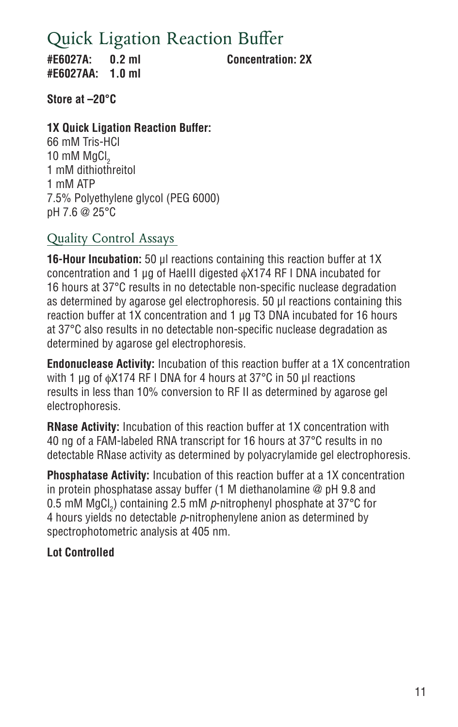# Quick Ligation Reaction Buffer

**#E6027A: 0.2 ml** **Concentration: 2X**
**#E6027AA: 1.0 ml**

**Store at –20°C**

**1X Quick Ligation Reaction Buffer:**
66 mM Tris-HCl
10 mM $MgCl_2$
1 mM dithiothreitol
1 mM ATP
7.5% Polyethylene glycol (PEG 6000)
pH 7.6 @ 25°C

## Quality Control Assays

**16-Hour Incubation:** 50 µl reactions containing this reaction buffer at 1X concentration and 1 µg of HaeIII digested ϕX174 RF I DNA incubated for 16 hours at 37°C results in no detectable non-specific nuclease degradation as determined by agarose gel electrophoresis. 50 µl reactions containing this reaction buffer at 1X concentration and 1 µg T3 DNA incubated for 16 hours at 37°C also results in no detectable non-specific nuclease degradation as determined by agarose gel electrophoresis.

**Endonuclease Activity:** Incubation of this reaction buffer at a 1X concentration with 1 µg of ϕX174 RF I DNA for 4 hours at 37°C in 50 µl reactions results in less than 10% conversion to RF II as determined by agarose gel electrophoresis.

**RNase Activity:** Incubation of this reaction buffer at 1X concentration with 40 ng of a FAM-labeled RNA transcript for 16 hours at 37°C results in no detectable RNase activity as determined by polyacrylamide gel electrophoresis.

**Phosphatase Activity:** Incubation of this reaction buffer at a 1X concentration in protein phosphatase assay buffer (1 M diethanolamine @ pH 9.8 and 0.5 mM $MgCl_2$) containing 2.5 mM *p*-nitrophenyl phosphate at 37°C for 4 hours yields no detectable *p*-nitrophenylene anion as determined by spectrophotometric analysis at 405 nm.

**Lot Controlled**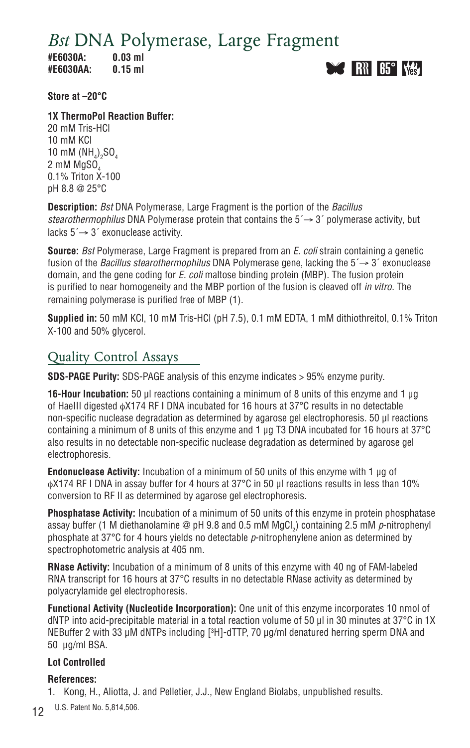# *Bst* DNA Polymerase, Large Fragment

**#E6030A: 0.03 ml**
**#E6030AA: 0.15 ml**

**Store at –20°C**

**1X ThermoPol Reaction Buffer:**
20 mM Tris-HCl
10 mM KCl
10 mM $(NH_4)_2SO_4$
2 mM $MgSO_4$
0.1% Triton X-100
pH 8.8 @ 25°C

**Description:** *Bst* DNA Polymerase, Large Fragment is the portion of the *Bacillus stearothermophilus* DNA Polymerase protein that contains the 5´→ 3´ polymerase activity, but lacks 5´→ 3´ exonuclease activity.

**Source:** *Bst* Polymerase, Large Fragment is prepared from an *E. coli* strain containing a genetic fusion of the *Bacillus stearothermophilus* DNA Polymerase gene, lacking the 5´→ 3´ exonuclease domain, and the gene coding for *E. coli* maltose binding protein (MBP). The fusion protein is purified to near homogeneity and the MBP portion of the fusion is cleaved off *in vitro.* The remaining polymerase is purified free of MBP (1).

**Supplied in:** 50 mM KCl, 10 mM Tris-HCl (pH 7.5), 0.1 mM EDTA, 1 mM dithiothreitol, 0.1% Triton X-100 and 50% glycerol.

## Quality Control Assays

**SDS-PAGE Purity:** SDS-PAGE analysis of this enzyme indicates > 95% enzyme purity.

**16-Hour Incubation:** 50 µl reactions containing a minimum of 8 units of this enzyme and 1 µg of HaeIII digested φX174 RF I DNA incubated for 16 hours at 37°C results in no detectable non-specific nuclease degradation as determined by agarose gel electrophoresis. 50 µl reactions containing a minimum of 8 units of this enzyme and 1 µg T3 DNA incubated for 16 hours at 37°C also results in no detectable non-specific nuclease degradation as determined by agarose gel electrophoresis.

**Endonuclease Activity:** Incubation of a minimum of 50 units of this enzyme with 1 µg of φX174 RF I DNA in assay buffer for 4 hours at 37°C in 50 µl reactions results in less than 10% conversion to RF II as determined by agarose gel electrophoresis.

**Phosphatase Activity:** Incubation of a minimum of 50 units of this enzyme in protein phosphatase assay buffer (1 M diethanolamine @ pH 9.8 and 0.5 mM $MgCl_2$) containing 2.5 mM *p*-nitrophenyl phosphate at 37°C for 4 hours yields no detectable *p*-nitrophenylene anion as determined by spectrophotometric analysis at 405 nm.

**RNase Activity:** Incubation of a minimum of 8 units of this enzyme with 40 ng of FAM-labeled RNA transcript for 16 hours at 37°C results in no detectable RNase activity as determined by polyacrylamide gel electrophoresis.

**Functional Activity (Nucleotide Incorporation):** One unit of this enzyme incorporates 10 nmol of dNTP into acid-precipitable material in a total reaction volume of 50 µl in 30 minutes at 37°C in 1X NEBuffer 2 with 33 µM dNTPs including [$^3$H]-dTTP, 70 µg/ml denatured herring sperm DNA and 50 µg/ml BSA.

**Lot Controlled**

**References:**

1. Kong, H., Aliotta, J. and Pelletier, J.J., New England Biolabs, unpublished results.

U.S. Patent No. 5,814,506.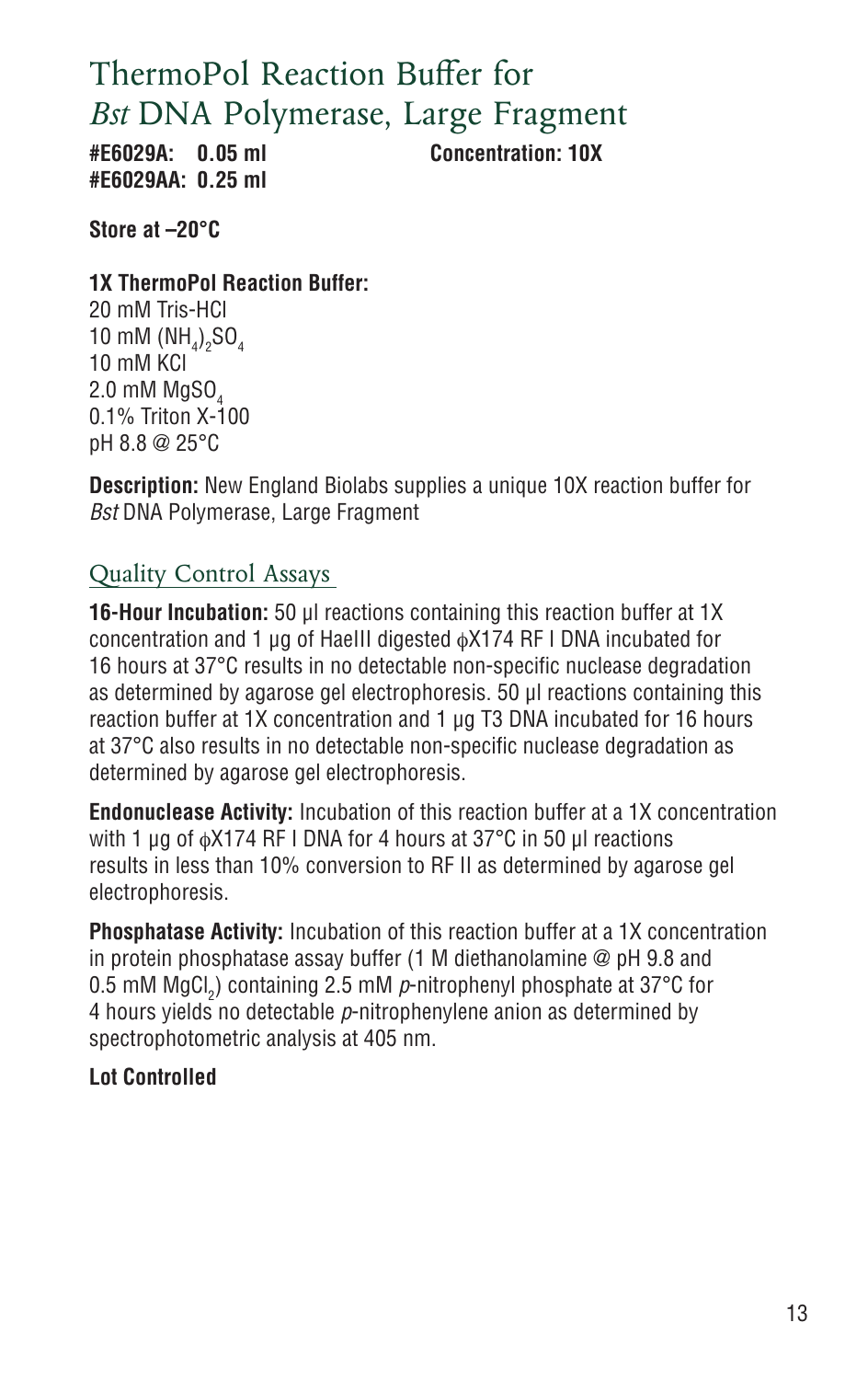# ThermoPol Reaction Buffer for *Bst* DNA Polymerase, Large Fragment

**#E6029A: 0.05 ml** **Concentration: 10X**
**#E6029AA: 0.25 ml**

**Store at –20°C**

**1X ThermoPol Reaction Buffer:**
20 mM Tris-HCl
10 mM $(NH_4)_2SO_4$
10 mM KCl
2.0 mM $MgSO_4$
0.1% Triton X-100
pH 8.8 @ 25°C

**Description:** New England Biolabs supplies a unique 10X reaction buffer for *Bst* DNA Polymerase, Large Fragment

## Quality Control Assays

**16-Hour Incubation:** 50 µl reactions containing this reaction buffer at 1X concentration and 1 µg of HaeIII digested φX174 RF I DNA incubated for 16 hours at 37°C results in no detectable non-specific nuclease degradation as determined by agarose gel electrophoresis. 50 µl reactions containing this reaction buffer at 1X concentration and 1 µg T3 DNA incubated for 16 hours at 37°C also results in no detectable non-specific nuclease degradation as determined by agarose gel electrophoresis.

**Endonuclease Activity:** Incubation of this reaction buffer at a 1X concentration with 1 µg of φX174 RF I DNA for 4 hours at 37°C in 50 µl reactions results in less than 10% conversion to RF II as determined by agarose gel electrophoresis.

**Phosphatase Activity:** Incubation of this reaction buffer at a 1X concentration in protein phosphatase assay buffer (1 M diethanolamine @ pH 9.8 and 0.5 mM $MgCl_2$) containing 2.5 mM *p*-nitrophenyl phosphate at 37°C for 4 hours yields no detectable *p*-nitrophenylene anion as determined by spectrophotometric analysis at 405 nm.

**Lot Controlled**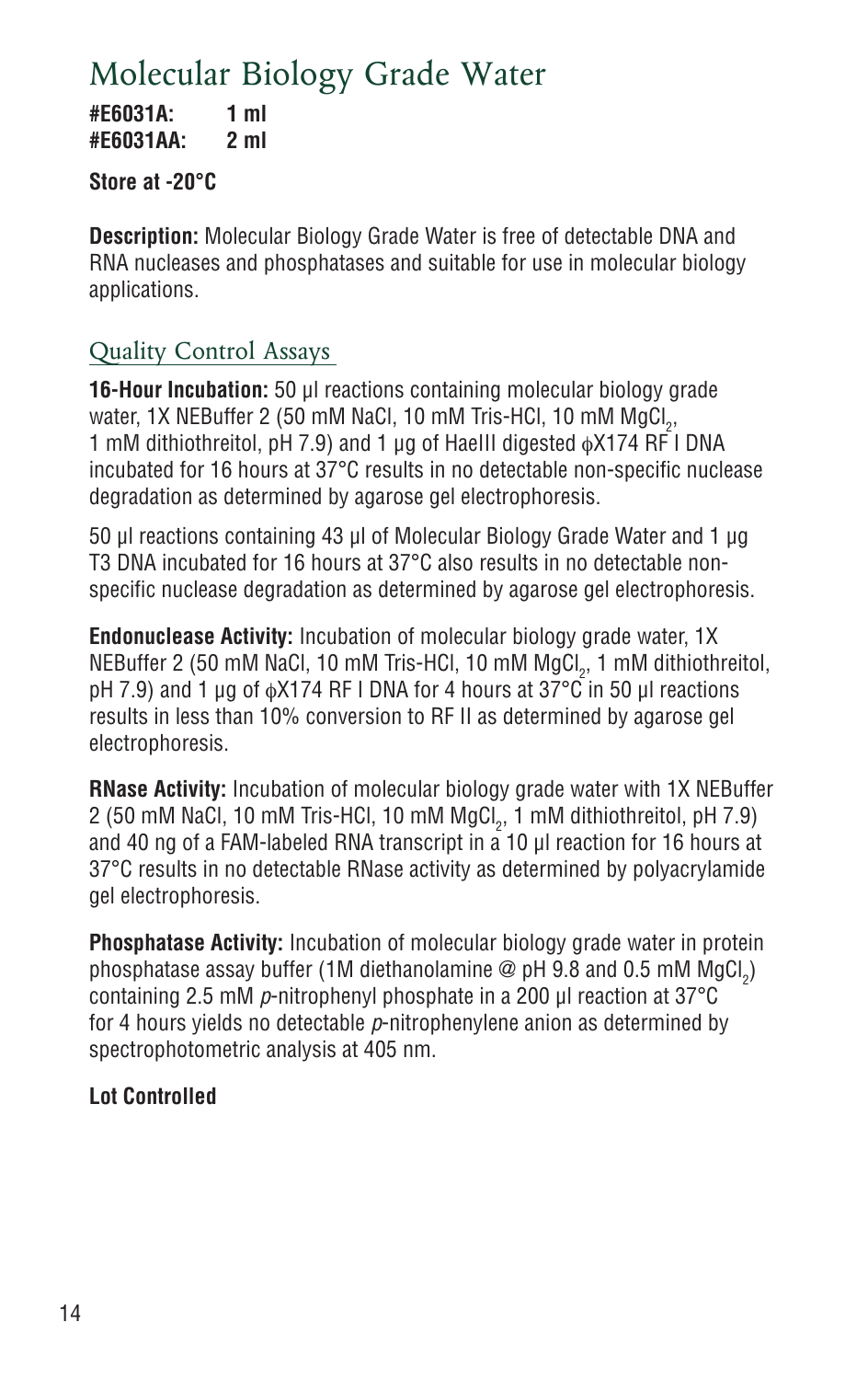# Molecular Biology Grade Water

**#E6031A: 1 ml**
**#E6031AA: 2 ml**

**Store at -20°C**

**Description:** Molecular Biology Grade Water is free of detectable DNA and RNA nucleases and phosphatases and suitable for use in molecular biology applications.

## Quality Control Assays

**16-Hour Incubation:** 50 µl reactions containing molecular biology grade water, 1X NEBuffer 2 (50 mM NaCl, 10 mM Tris-HCl, 10 mM $MgCl_2$, 1 mM dithiothreitol, pH 7.9) and 1 µg of HaeIII digested ϕX174 RF I DNA incubated for 16 hours at 37°C results in no detectable non-specific nuclease degradation as determined by agarose gel electrophoresis.

50 µl reactions containing 43 µl of Molecular Biology Grade Water and 1 µg T3 DNA incubated for 16 hours at 37°C also results in no detectable non-specific nuclease degradation as determined by agarose gel electrophoresis.

**Endonuclease Activity:** Incubation of molecular biology grade water, 1X NEBuffer 2 (50 mM NaCl, 10 mM Tris-HCl, 10 mM $MgCl_2$, 1 mM dithiothreitol, pH 7.9) and 1 µg of ϕX174 RF I DNA for 4 hours at 37°C in 50 µl reactions results in less than 10% conversion to RF II as determined by agarose gel electrophoresis.

**RNase Activity:** Incubation of molecular biology grade water with 1X NEBuffer 2 (50 mM NaCl, 10 mM Tris-HCl, 10 mM $MgCl_2$, 1 mM dithiothreitol, pH 7.9) and 40 ng of a FAM-labeled RNA transcript in a 10 µl reaction for 16 hours at 37°C results in no detectable RNase activity as determined by polyacrylamide gel electrophoresis.

**Phosphatase Activity:** Incubation of molecular biology grade water in protein phosphatase assay buffer (1M diethanolamine @ pH 9.8 and 0.5 mM $MgCl_2$) containing 2.5 mM *p*-nitrophenyl phosphate in a 200 µl reaction at 37°C for 4 hours yields no detectable *p*-nitrophenylene anion as determined by spectrophotometric analysis at 405 nm.

**Lot Controlled**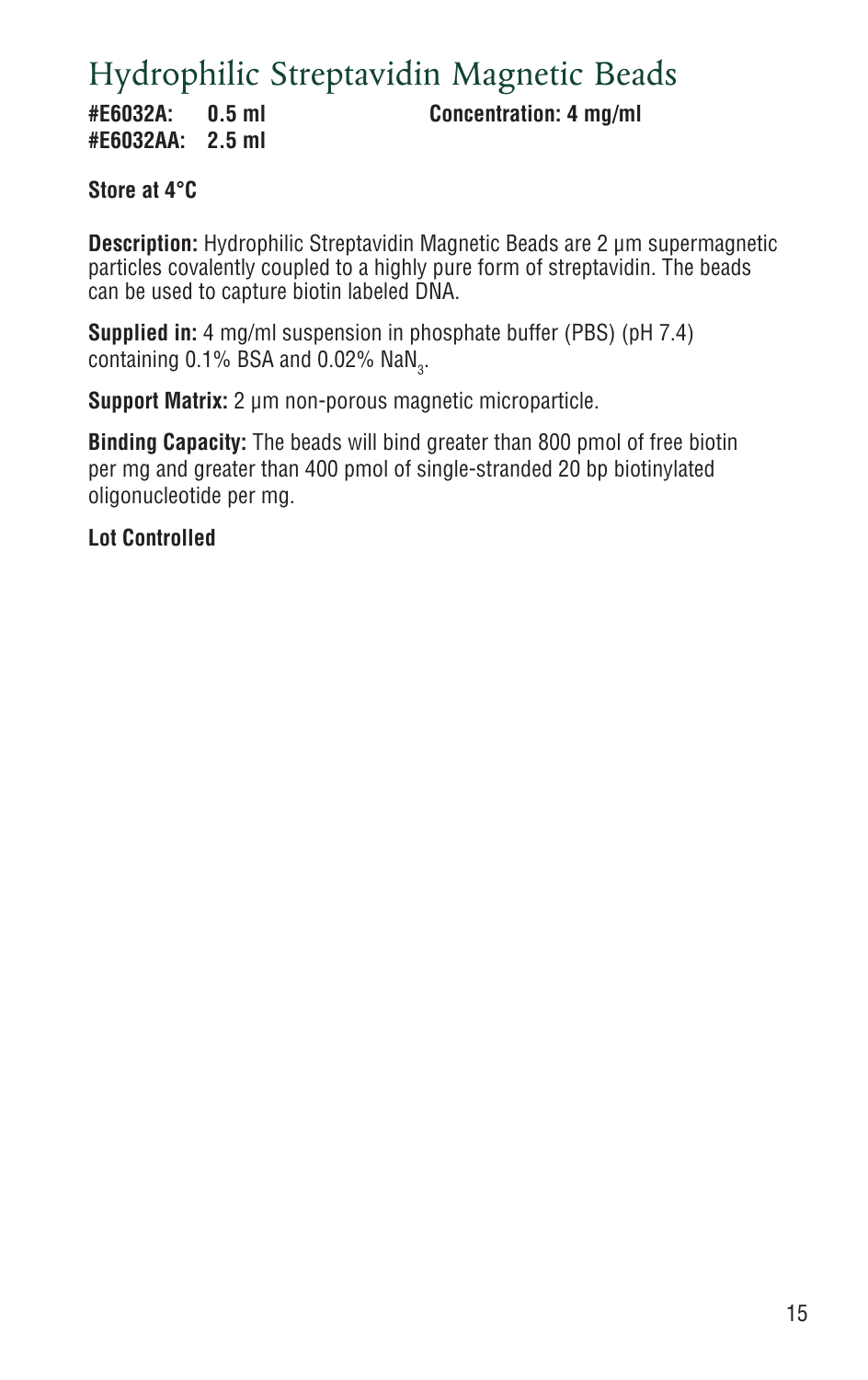# Hydrophilic Streptavidin Magnetic Beads

**#E6032A: 0.5 ml** **Concentration: 4 mg/ml**
**#E6032AA: 2.5 ml**

**Store at 4°C**

**Description:** Hydrophilic Streptavidin Magnetic Beads are 2 µm supermagnetic particles covalently coupled to a highly pure form of streptavidin. The beads can be used to capture biotin labeled DNA.

**Supplied in:** 4 mg/ml suspension in phosphate buffer (PBS) (pH 7.4) containing 0.1% BSA and 0.02% $NaN_3$.

**Support Matrix:** 2 µm non-porous magnetic microparticle.

**Binding Capacity:** The beads will bind greater than 800 pmol of free biotin per mg and greater than 400 pmol of single-stranded 20 bp biotinylated oligonucleotide per mg.

**Lot Controlled**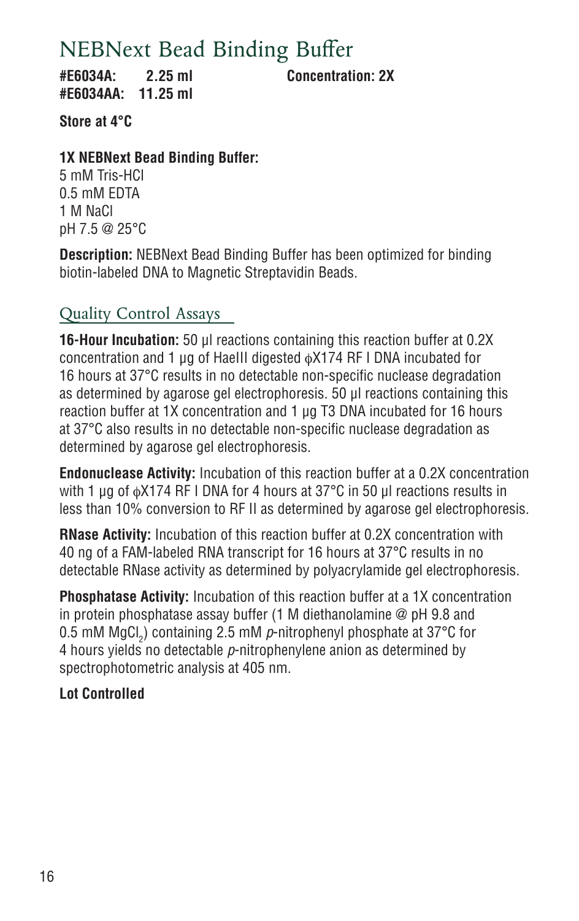# NEBNext Bead Binding Buffer

**#E6034A: 2.25 ml** **Concentration: 2X**
**#E6034AA: 11.25 ml**

**Store at 4°C**

**1X NEBNext Bead Binding Buffer:**
5 mM Tris-HCl
0.5 mM EDTA
1 M NaCl
pH 7.5 @ 25°C

**Description:** NEBNext Bead Binding Buffer has been optimized for binding biotin-labeled DNA to Magnetic Streptavidin Beads.

## Quality Control Assays

**16-Hour Incubation:** 50 µl reactions containing this reaction buffer at 0.2X concentration and 1 µg of HaeIII digested ϕX174 RF I DNA incubated for 16 hours at 37°C results in no detectable non-specific nuclease degradation as determined by agarose gel electrophoresis. 50 µl reactions containing this reaction buffer at 1X concentration and 1 µg T3 DNA incubated for 16 hours at 37°C also results in no detectable non-specific nuclease degradation as determined by agarose gel electrophoresis.

**Endonuclease Activity:** Incubation of this reaction buffer at a 0.2X concentration with 1 µg of ϕX174 RF I DNA for 4 hours at 37°C in 50 µl reactions results in less than 10% conversion to RF II as determined by agarose gel electrophoresis.

**RNase Activity:** Incubation of this reaction buffer at 0.2X concentration with 40 ng of a FAM-labeled RNA transcript for 16 hours at 37°C results in no detectable RNase activity as determined by polyacrylamide gel electrophoresis.

**Phosphatase Activity:** Incubation of this reaction buffer at a 1X concentration in protein phosphatase assay buffer (1 M diethanolamine @ pH 9.8 and 0.5 mM $MgCl_2$) containing 2.5 mM *p*-nitrophenyl phosphate at 37°C for 4 hours yields no detectable *p*-nitrophenylene anion as determined by spectrophotometric analysis at 405 nm.

**Lot Controlled**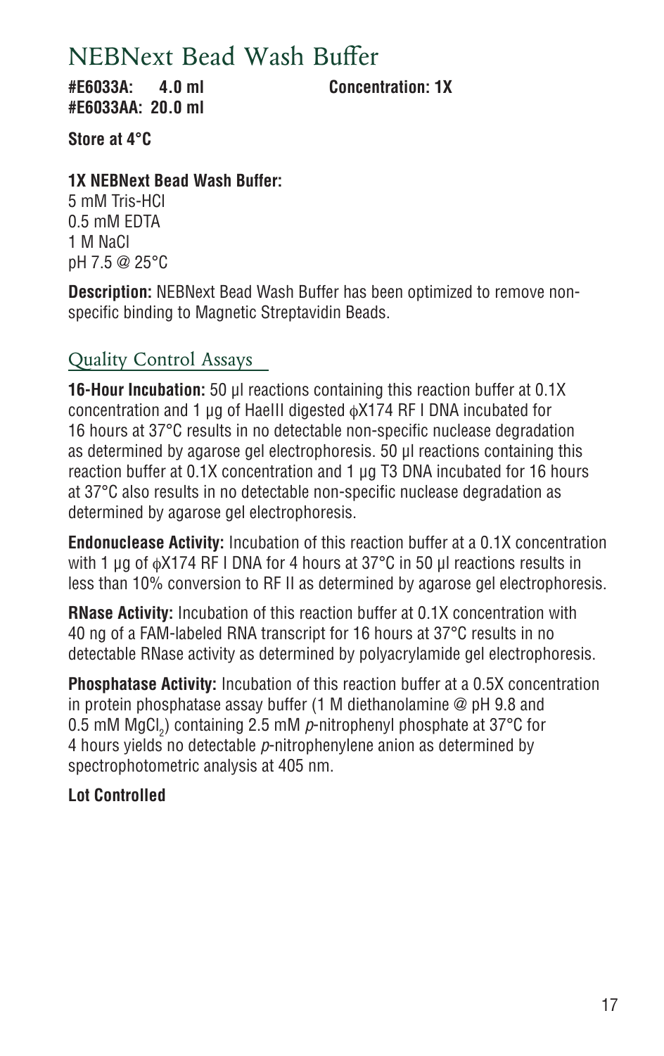# NEBNext Bead Wash Buffer

**#E6033A: 4.0 ml** **Concentration: 1X**
**#E6033AA: 20.0 ml**

**Store at 4°C**

**1X NEBNext Bead Wash Buffer:**
5 mM Tris-HCl
0.5 mM EDTA
1 M NaCl
pH 7.5 @ 25°C

**Description:** NEBNext Bead Wash Buffer has been optimized to remove non-specific binding to Magnetic Streptavidin Beads.

## Quality Control Assays

**16-Hour Incubation:** 50 µl reactions containing this reaction buffer at 0.1X concentration and 1 µg of HaeIII digested ϕX174 RF I DNA incubated for 16 hours at 37°C results in no detectable non-specific nuclease degradation as determined by agarose gel electrophoresis. 50 µl reactions containing this reaction buffer at 0.1X concentration and 1 µg T3 DNA incubated for 16 hours at 37°C also results in no detectable non-specific nuclease degradation as determined by agarose gel electrophoresis.

**Endonuclease Activity:** Incubation of this reaction buffer at a 0.1X concentration with 1 µg of ϕX174 RF I DNA for 4 hours at 37°C in 50 µl reactions results in less than 10% conversion to RF II as determined by agarose gel electrophoresis.

**RNase Activity:** Incubation of this reaction buffer at 0.1X concentration with 40 ng of a FAM-labeled RNA transcript for 16 hours at 37°C results in no detectable RNase activity as determined by polyacrylamide gel electrophoresis.

**Phosphatase Activity:** Incubation of this reaction buffer at a 0.5X concentration in protein phosphatase assay buffer (1 M diethanolamine @ pH 9.8 and 0.5 mM $MgCl_2$) containing 2.5 mM *p*-nitrophenyl phosphate at 37°C for 4 hours yields no detectable *p*-nitrophenylene anion as determined by spectrophotometric analysis at 405 nm.

**Lot Controlled**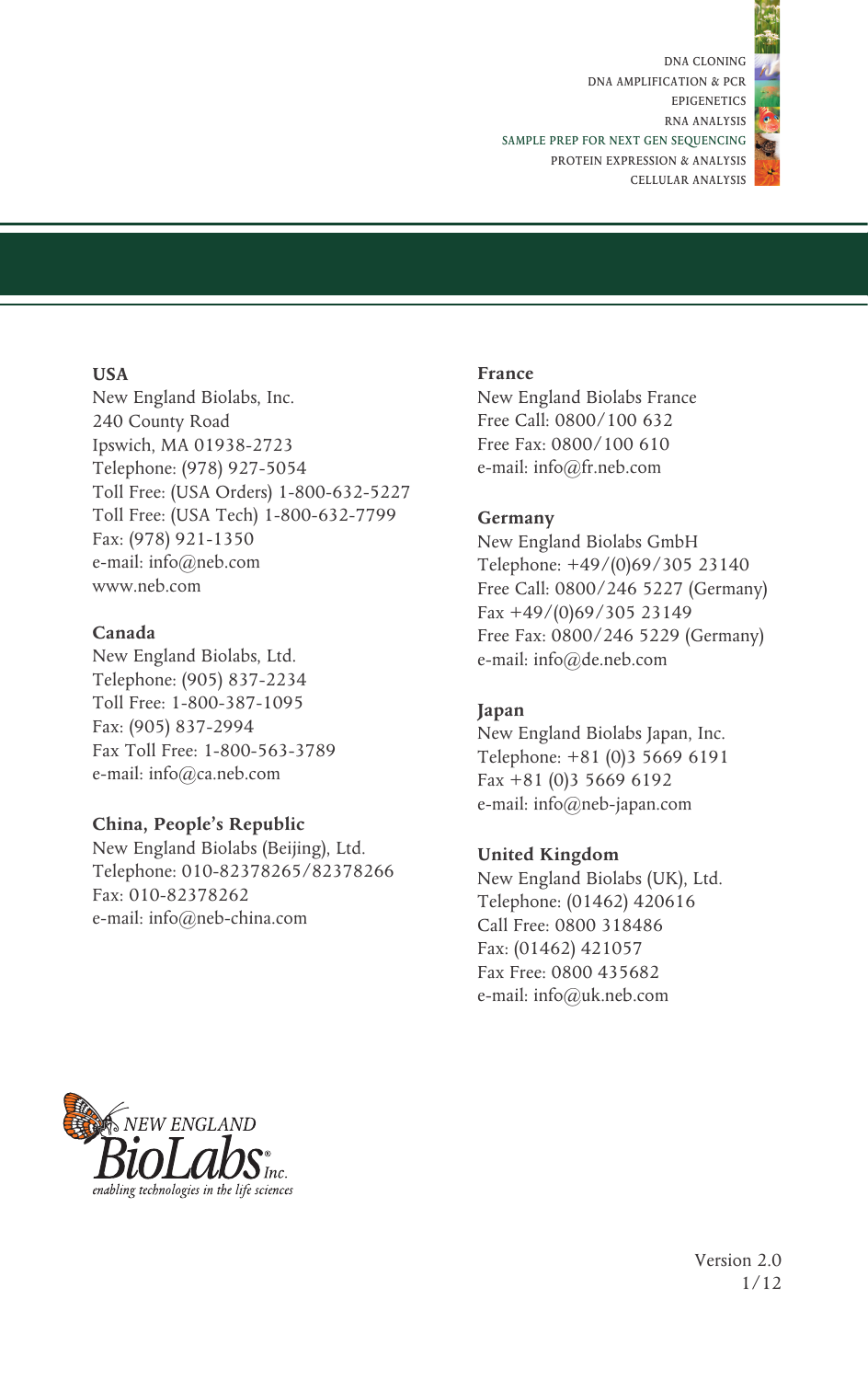DNA CLONING
DNA AMPLIFICATION & PCR
EPIGENETICS
RNA ANALYSIS
SAMPLE PREP FOR NEXT GEN SEQUENCING
PROTEIN EXPRESSION & ANALYSIS
CELLULAR ANALYSIS

**USA**
New England Biolabs, Inc.
240 County Road
Ipswich, MA 01938-2723
Telephone: (978) 927-5054
Toll Free: (USA Orders) 1-800-632-5227
Toll Free: (USA Tech) 1-800-632-7799
Fax: (978) 921-1350
e-mail: info@neb.com
www.neb.com

**Canada**
New England Biolabs, Ltd.
Telephone: (905) 837-2234
Toll Free: 1-800-387-1095
Fax: (905) 837-2994
Fax Toll Free: 1-800-563-3789
e-mail: info@ca.neb.com

**China, People's Republic**
New England Biolabs (Beijing), Ltd.
Telephone: 010-82378265/82378266
Fax: 010-82378262
e-mail: info@neb-china.com

**France**
New England Biolabs France
Free Call: 0800/100 632
Free Fax: 0800/100 610
e-mail: info@fr.neb.com

**Germany**
New England Biolabs GmbH
Telephone: +49/(0)69/305 23140
Free Call: 0800/246 5227 (Germany)
Fax +49/(0)69/305 23149
Free Fax: 0800/246 5229 (Germany)
e-mail: info@de.neb.com

**Japan**
New England Biolabs Japan, Inc.
Telephone: +81 (0)3 5669 6191
Fax +81 (0)3 5669 6192
e-mail: info@neb-japan.com

**United Kingdom**
New England Biolabs (UK), Ltd.
Telephone: (01462) 420616
Call Free: 0800 318486
Fax: (01462) 421057
Fax Free: 0800 435682
e-mail: info@uk.neb.com

NEW ENGLAND BioLabs® Inc.
*enabling technologies in the life sciences*

Version 2.0
1/12